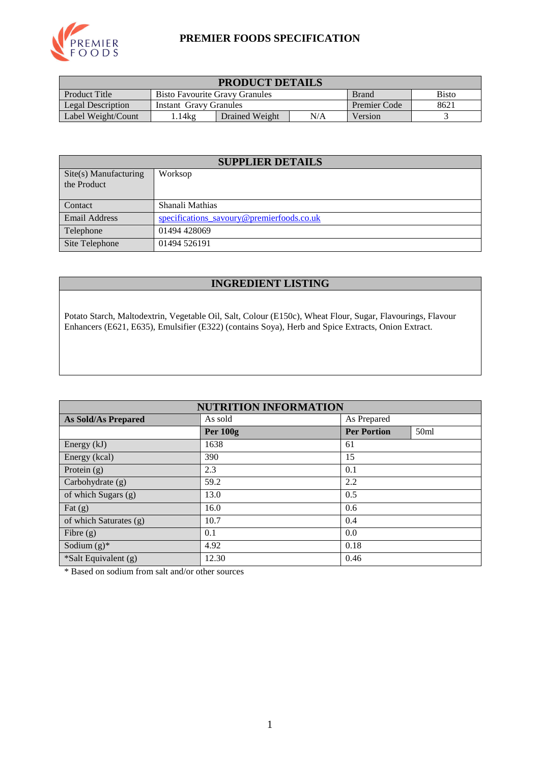# PREMIER FOODS SPECIFICATION

| PRODUCT DETAILS | | | | | |
|---|---|---|---|---|---|
| Product Title | Bisto Favourite Gravy Granules | | | Brand | Bisto |
| Legal Description | Instant Gravy Granules | | | Premier Code | 8621 |
| Label Weight/Count | 1.14kg | Drained Weight | N/A | Version | 3 |

| SUPPLIER DETAILS | |
|---|---|
| Site(s) Manufacturing the Product | Worksop |
| Contact | Shanali Mathias |
| Email Address | specifications_savoury@premierfoods.co.uk |
| Telephone | 01494 428069 |
| Site Telephone | 01494 526191 |

## INGREDIENT LISTING

Potato Starch, Maltodextrin, Vegetable Oil, Salt, Colour (E150c), Wheat Flour, Sugar, Flavourings, Flavour Enhancers (E621, E635), Emulsifier (E322) (contains Soya), Herb and Spice Extracts, Onion Extract.

| NUTRITION INFORMATION | | | |
|---|---|---|---|
| **As Sold/As Prepared** | As sold | As Prepared | |
| | **Per 100g** | **Per Portion** | 50ml |
| Energy (kJ) | 1638 | 61 | |
| Energy (kcal) | 390 | 15 | |
| Protein (g) | 2.3 | 0.1 | |
| Carbohydrate (g) | 59.2 | 2.2 | |
| of which Sugars (g) | 13.0 | 0.5 | |
| Fat (g) | 16.0 | 0.6 | |
| of which Saturates (g) | 10.7 | 0.4 | |
| Fibre (g) | 0.1 | 0.0 | |
| Sodium (g)* | 4.92 | 0.18 | |
| *Salt Equivalent (g) | 12.30 | 0.46 | |

* Based on sodium from salt and/or other sources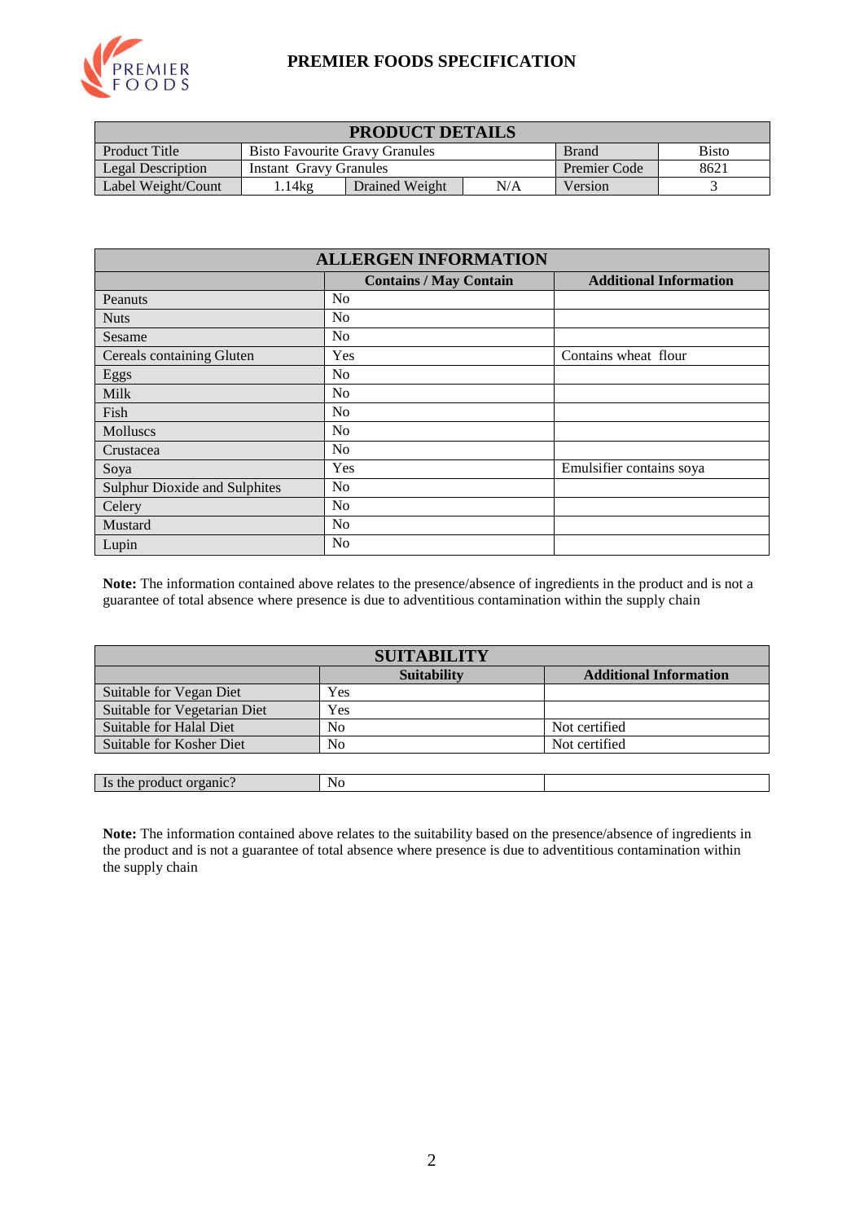# PREMIER FOODS SPECIFICATION

| PRODUCT DETAILS | | | | | |
|---|---|---|---|---|---|
| Product Title | Bisto Favourite Gravy Granules | | | Brand | Bisto |
| Legal Description | Instant Gravy Granules | | | Premier Code | 8621 |
| Label Weight/Count | 1.14kg | Drained Weight | N/A | Version | 3 |

| ALLERGEN INFORMATION | | |
|---|---|---|
| | **Contains / May Contain** | **Additional Information** |
| Peanuts | No | |
| Nuts | No | |
| Sesame | No | |
| Cereals containing Gluten | Yes | Contains wheat flour |
| Eggs | No | |
| Milk | No | |
| Fish | No | |
| Molluscs | No | |
| Crustacea | No | |
| Soya | Yes | Emulsifier contains soya |
| Sulphur Dioxide and Sulphites | No | |
| Celery | No | |
| Mustard | No | |
| Lupin | No | |

**Note:** The information contained above relates to the presence/absence of ingredients in the product and is not a guarantee of total absence where presence is due to adventitious contamination within the supply chain

| SUITABILITY | | |
|---|---|---|
| | **Suitability** | **Additional Information** |
| Suitable for Vegan Diet | Yes | |
| Suitable for Vegetarian Diet | Yes | |
| Suitable for Halal Diet | No | Not certified |
| Suitable for Kosher Diet | No | Not certified |

| Is the product organic? | No | |
|---|---|---|

**Note:** The information contained above relates to the suitability based on the presence/absence of ingredients in the product and is not a guarantee of total absence where presence is due to adventitious contamination within the supply chain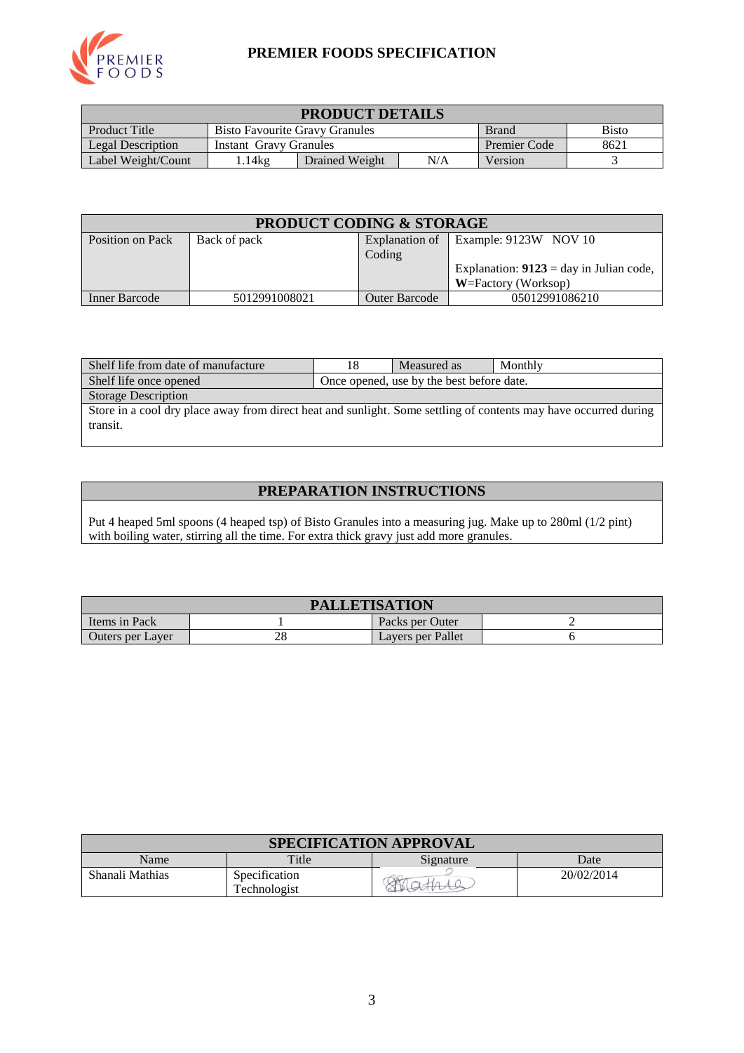# PREMIER FOODS SPECIFICATION

| PRODUCT DETAILS | | | | | |
|---|---|---|---|---|---|
| Product Title | Bisto Favourite Gravy Granules | | | Brand | Bisto |
| Legal Description | Instant Gravy Granules | | | Premier Code | 8621 |
| Label Weight/Count | 1.14kg | Drained Weight | N/A | Version | 3 |

| PRODUCT CODING & STORAGE | | | |
|---|---|---|---|
| Position on Pack | Back of pack | Explanation of Coding | Example: 9123W NOV 10<br><br>Explanation: **9123** = day in Julian code, **W**=Factory (Worksop) |
| Inner Barcode | 5012991008021 | Outer Barcode | 05012991086210 |

| | | | |
|---|---|---|---|
| Shelf life from date of manufacture | 18 | Measured as | Monthly |
| Shelf life once opened | Once opened, use by the best before date. | | |
| Storage Description | | | |
| Store in a cool dry place away from direct heat and sunlight. Some settling of contents may have occurred during transit. | | | |

## PREPARATION INSTRUCTIONS

Put 4 heaped 5ml spoons (4 heaped tsp) of Bisto Granules into a measuring jug. Make up to 280ml (1/2 pint) with boiling water, stirring all the time. For extra thick gravy just add more granules.

| PALLETISATION | | | |
|---|---|---|---|
| Items in Pack | 1 | Packs per Outer | 2 |
| Outers per Layer | 28 | Layers per Pallet | 6 |

| SPECIFICATION APPROVAL | | | |
|---|---|---|---|
| Name | Title | Signature | Date |
| Shanali Mathias | Specification Technologist | SMathias | 20/02/2014 |